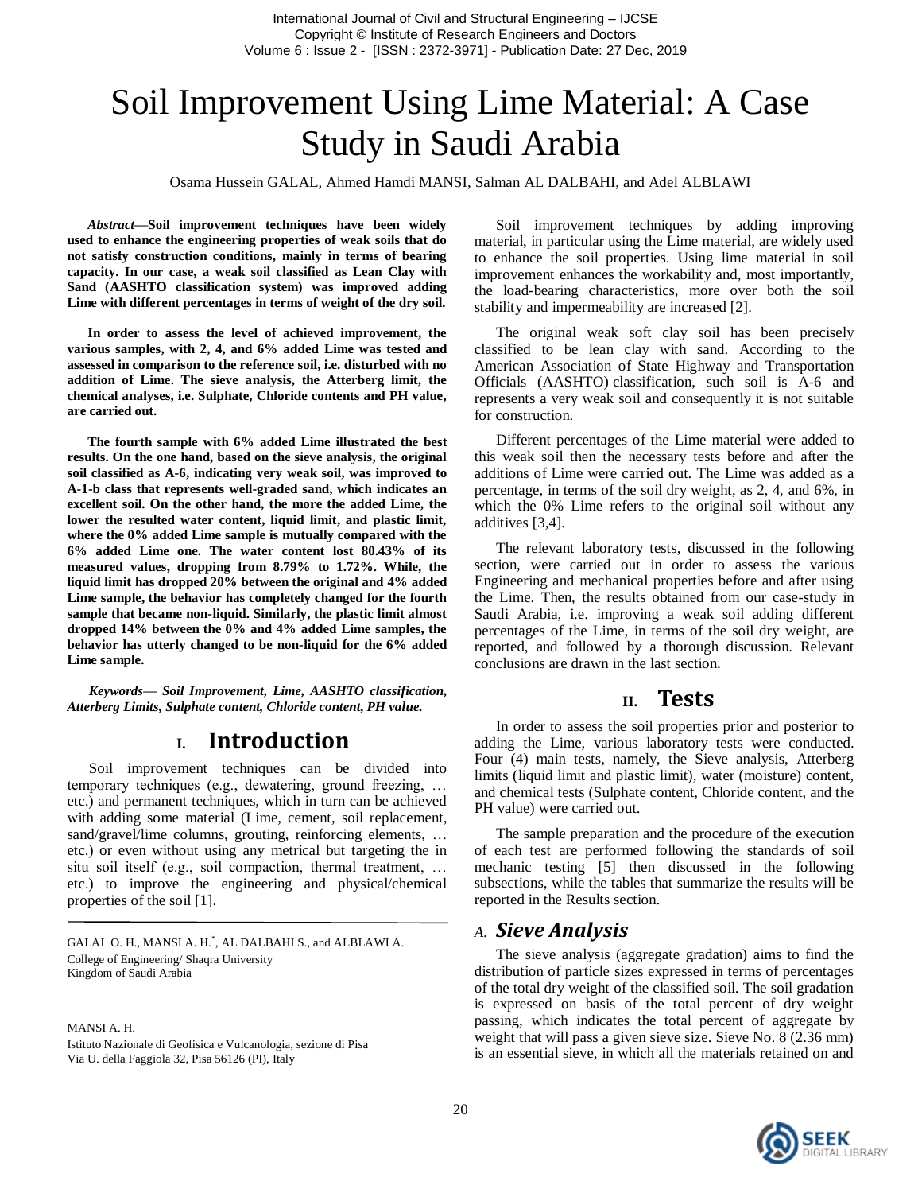# Soil Improvement Using Lime Material: A Case Study in Saudi Arabia

Osama Hussein GALAL, Ahmed Hamdi MANSI, Salman AL DALBAHI, and Adel ALBLAWI

***Abstract*—Soil improvement techniques have been widely used to enhance the engineering properties of weak soils that do not satisfy construction conditions, mainly in terms of bearing capacity. In our case, a weak soil classified as Lean Clay with Sand (AASHTO classification system) was improved adding Lime with different percentages in terms of weight of the dry soil.**

**In order to assess the level of achieved improvement, the various samples, with 2, 4, and 6% added Lime was tested and assessed in comparison to the reference soil, i.e. disturbed with no addition of Lime. The sieve analysis, the Atterberg limit, the chemical analyses, i.e. Sulphate, Chloride contents and PH value, are carried out.**

**The fourth sample with 6% added Lime illustrated the best results. On the one hand, based on the sieve analysis, the original soil classified as A-6, indicating very weak soil, was improved to A-1-b class that represents well-graded sand, which indicates an excellent soil. On the other hand, the more the added Lime, the lower the resulted water content, liquid limit, and plastic limit, where the 0% added Lime sample is mutually compared with the 6% added Lime one. The water content lost 80.43% of its measured values, dropping from 8.79% to 1.72%. While, the liquid limit has dropped 20% between the original and 4% added Lime sample, the behavior has completely changed for the fourth sample that became non-liquid. Similarly, the plastic limit almost dropped 14% between the 0% and 4% added Lime samples, the behavior has utterly changed to be non-liquid for the 6% added Lime sample.**

***Keywords*— *Soil Improvement, Lime, AASHTO classification, Atterberg Limits, Sulphate content, Chloride content, PH value.***

## I. Introduction

Soil improvement techniques can be divided into temporary techniques (e.g., dewatering, ground freezing, … etc.) and permanent techniques, which in turn can be achieved with adding some material (Lime, cement, soil replacement, sand/gravel/lime columns, grouting, reinforcing elements, … etc.) or even without using any metrical but targeting the in situ soil itself (e.g., soil compaction, thermal treatment, … etc.) to improve the engineering and physical/chemical properties of the soil [1].

Soil improvement techniques by adding improving material, in particular using the Lime material, are widely used to enhance the soil properties. Using lime material in soil improvement enhances the workability and, most importantly, the load-bearing characteristics, more over both the soil stability and impermeability are increased [2].

The original weak soft clay soil has been precisely classified to be lean clay with sand. According to the American Association of State Highway and Transportation Officials (AASHTO) classification, such soil is A-6 and represents a very weak soil and consequently it is not suitable for construction.

Different percentages of the Lime material were added to this weak soil then the necessary tests before and after the additions of Lime were carried out. The Lime was added as a percentage, in terms of the soil dry weight, as 2, 4, and 6%, in which the 0% Lime refers to the original soil without any additives [3,4].

The relevant laboratory tests, discussed in the following section, were carried out in order to assess the various Engineering and mechanical properties before and after using the Lime. Then, the results obtained from our case-study in Saudi Arabia, i.e. improving a weak soil adding different percentages of the Lime, in terms of the soil dry weight, are reported, and followed by a thorough discussion. Relevant conclusions are drawn in the last section.

## II. Tests

In order to assess the soil properties prior and posterior to adding the Lime, various laboratory tests were conducted. Four (4) main tests, namely, the Sieve analysis, Atterberg limits (liquid limit and plastic limit), water (moisture) content, and chemical tests (Sulphate content, Chloride content, and the PH value) were carried out.

The sample preparation and the procedure of the execution of each test are performed following the standards of soil mechanic testing [5] then discussed in the following subsections, while the tables that summarize the results will be reported in the Results section.

### A. *Sieve Analysis*

The sieve analysis (aggregate gradation) aims to find the distribution of particle sizes expressed in terms of percentages of the total dry weight of the classified soil. The soil gradation is expressed on basis of the total percent of dry weight passing, which indicates the total percent of aggregate by weight that will pass a given sieve size. Sieve No. 8 (2.36 mm) is an essential sieve, in which all the materials retained on and

---

GALAL O. H., MANSI A. H.[*], AL DALBAHI S., and ALBLAWI A.
College of Engineering/ Shaqra University
Kingdom of Saudi Arabia

MANSI A. H.
Istituto Nazionale di Geofisica e Vulcanologia, sezione di Pisa
Via U. della Faggiola 32, Pisa 56126 (PI), Italy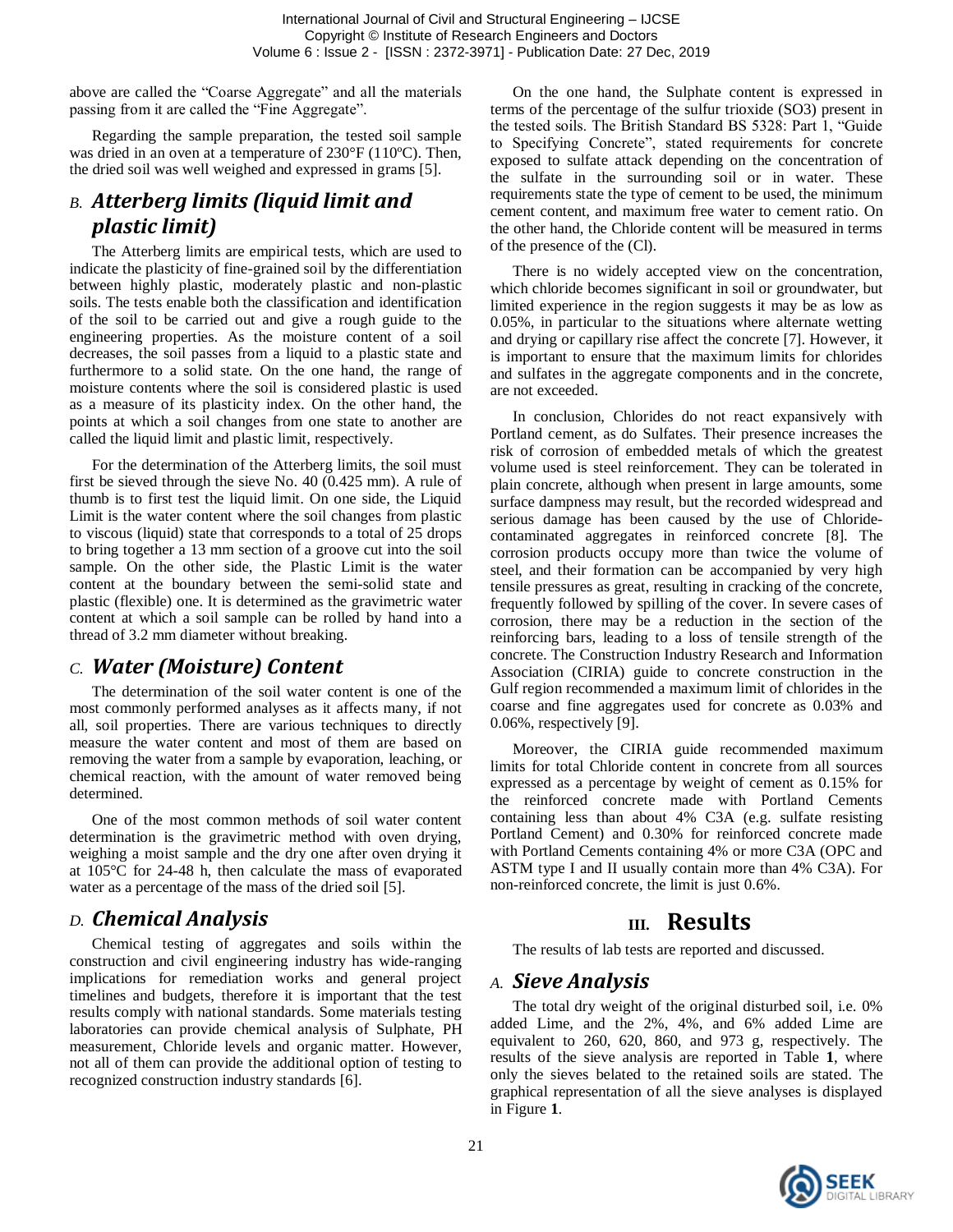above are called the "Coarse Aggregate" and all the materials passing from it are called the "Fine Aggregate".

Regarding the sample preparation, the tested soil sample was dried in an oven at a temperature of 230°F (110ºC). Then, the dried soil was well weighed and expressed in grams [5].

### *B. Atterberg limits (liquid limit and plastic limit)*

The Atterberg limits are empirical tests, which are used to indicate the plasticity of fine-grained soil by the differentiation between highly plastic, moderately plastic and non-plastic soils. The tests enable both the classification and identification of the soil to be carried out and give a rough guide to the engineering properties. As the moisture content of a soil decreases, the soil passes from a liquid to a plastic state and furthermore to a solid state. On the one hand, the range of moisture contents where the soil is considered plastic is used as a measure of its plasticity index. On the other hand, the points at which a soil changes from one state to another are called the liquid limit and plastic limit, respectively.

For the determination of the Atterberg limits, the soil must first be sieved through the sieve No. 40 (0.425 mm). A rule of thumb is to first test the liquid limit. On one side, the Liquid Limit is the water content where the soil changes from plastic to viscous (liquid) state that corresponds to a total of 25 drops to bring together a 13 mm section of a groove cut into the soil sample. On the other side, the Plastic Limit is the water content at the boundary between the semi-solid state and plastic (flexible) one. It is determined as the gravimetric water content at which a soil sample can be rolled by hand into a thread of 3.2 mm diameter without breaking.

### *C. Water (Moisture) Content*

The determination of the soil water content is one of the most commonly performed analyses as it affects many, if not all, soil properties. There are various techniques to directly measure the water content and most of them are based on removing the water from a sample by evaporation, leaching, or chemical reaction, with the amount of water removed being determined.

One of the most common methods of soil water content determination is the gravimetric method with oven drying, weighing a moist sample and the dry one after oven drying it at 105°C for 24-48 h, then calculate the mass of evaporated water as a percentage of the mass of the dried soil [5].

### *D. Chemical Analysis*

Chemical testing of aggregates and soils within the construction and civil engineering industry has wide-ranging implications for remediation works and general project timelines and budgets, therefore it is important that the test results comply with national standards. Some materials testing laboratories can provide chemical analysis of Sulphate, PH measurement, Chloride levels and organic matter. However, not all of them can provide the additional option of testing to recognized construction industry standards [6].

On the one hand, the Sulphate content is expressed in terms of the percentage of the sulfur trioxide ($SO_3$) present in the tested soils. The British Standard BS 5328: Part 1, "Guide to Specifying Concrete", stated requirements for concrete exposed to sulfate attack depending on the concentration of the sulfate in the surrounding soil or in water. These requirements state the type of cement to be used, the minimum cement content, and maximum free water to cement ratio. On the other hand, the Chloride content will be measured in terms of the presence of the (Cl).

There is no widely accepted view on the concentration, which chloride becomes significant in soil or groundwater, but limited experience in the region suggests it may be as low as 0.05%, in particular to the situations where alternate wetting and drying or capillary rise affect the concrete [7]. However, it is important to ensure that the maximum limits for chlorides and sulfates in the aggregate components and in the concrete, are not exceeded.

In conclusion, Chlorides do not react expansively with Portland cement, as do Sulfates. Their presence increases the risk of corrosion of embedded metals of which the greatest volume used is steel reinforcement. They can be tolerated in plain concrete, although when present in large amounts, some surface dampness may result, but the recorded widespread and serious damage has been caused by the use of Chloride-contaminated aggregates in reinforced concrete [8]. The corrosion products occupy more than twice the volume of steel, and their formation can be accompanied by very high tensile pressures as great, resulting in cracking of the concrete, frequently followed by spilling of the cover. In severe cases of corrosion, there may be a reduction in the section of the reinforcing bars, leading to a loss of tensile strength of the concrete. The Construction Industry Research and Information Association (CIRIA) guide to concrete construction in the Gulf region recommended a maximum limit of chlorides in the coarse and fine aggregates used for concrete as 0.03% and 0.06%, respectively [9].

Moreover, the CIRIA guide recommended maximum limits for total Chloride content in concrete from all sources expressed as a percentage by weight of cement as 0.15% for the reinforced concrete made with Portland Cements containing less than about 4% $C_3A$ (e.g. sulfate resisting Portland Cement) and 0.30% for reinforced concrete made with Portland Cements containing 4% or more $C_3A$ (OPC and ASTM type I and II usually contain more than 4% $C_3A$). For non-reinforced concrete, the limit is just 0.6%.

## III. Results

The results of lab tests are reported and discussed.

### *A. Sieve Analysis*

The total dry weight of the original disturbed soil, i.e. 0% added Lime, and the 2%, 4%, and 6% added Lime are equivalent to 260, 620, 860, and 973 g, respectively. The results of the sieve analysis are reported in Table **1**, where only the sieves belated to the retained soils are stated. The graphical representation of all the sieve analyses is displayed in Figure **1**.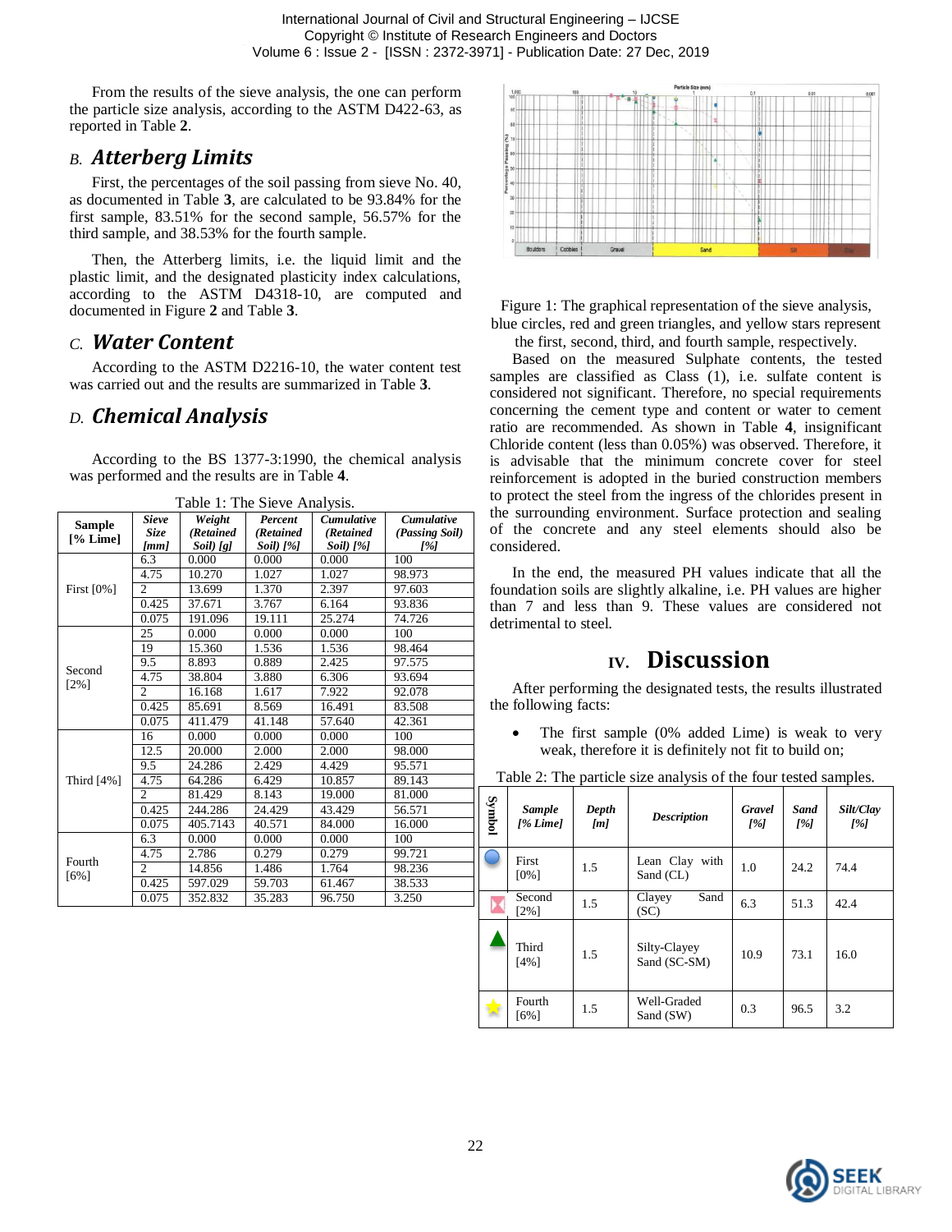From the results of the sieve analysis, the one can perform the particle size analysis, according to the ASTM D422-63, as reported in Table **2**.

### *B. Atterberg Limits*

First, the percentages of the soil passing from sieve No. 40, as documented in Table **3**, are calculated to be 93.84% for the first sample, 83.51% for the second sample, 56.57% for the third sample, and 38.53% for the fourth sample.

Then, the Atterberg limits, i.e. the liquid limit and the plastic limit, and the designated plasticity index calculations, according to the ASTM D4318-10, are computed and documented in Figure **2** and Table **3**.

### *C. Water Content*

According to the ASTM D2216-10, the water content test was carried out and the results are summarized in Table **3**.

### *D. Chemical Analysis*

According to the BS 1377-3:1990, the chemical analysis was performed and the results are in Table **4**.

Table 1: The Sieve Analysis.

| Sample [% Lime] | *Sieve Size [mm]* | *Weight (Retained Soil) [g]* | *Percent (Retained Soil) [%]* | *Cumulative (Retained Soil) [%]* | *Cumulative (Passing Soil) [%]* |
|---|---|---|---|---|---|
| First [0%] | 6.3 | 0.000 | 0.000 | 0.000 | 100 |
| | 4.75 | 10.270 | 1.027 | 1.027 | 98.973 |
| | 2 | 13.699 | 1.370 | 2.397 | 97.603 |
| | 0.425 | 37.671 | 3.767 | 6.164 | 93.836 |
| | 0.075 | 191.096 | 19.111 | 25.274 | 74.726 |
| Second [2%] | 25 | 0.000 | 0.000 | 0.000 | 100 |
| | 19 | 15.360 | 1.536 | 1.536 | 98.464 |
| | 9.5 | 8.893 | 0.889 | 2.425 | 97.575 |
| | 4.75 | 38.804 | 3.880 | 6.306 | 93.694 |
| | 2 | 16.168 | 1.617 | 7.922 | 92.078 |
| | 0.425 | 85.691 | 8.569 | 16.491 | 83.508 |
| | 0.075 | 411.479 | 41.148 | 57.640 | 42.361 |
| Third [4%] | 16 | 0.000 | 0.000 | 0.000 | 100 |
| | 12.5 | 20.000 | 2.000 | 2.000 | 98.000 |
| | 9.5 | 24.286 | 2.429 | 4.429 | 95.571 |
| | 4.75 | 64.286 | 6.429 | 10.857 | 89.143 |
| | 2 | 81.429 | 8.143 | 19.000 | 81.000 |
| | 0.425 | 244.286 | 24.429 | 43.429 | 56.571 |
| | 0.075 | 405.7143 | 40.571 | 84.000 | 16.000 |
| Fourth [6%] | 6.3 | 0.000 | 0.000 | 0.000 | 100 |
| | 4.75 | 2.786 | 0.279 | 0.279 | 99.721 |
| | 2 | 14.856 | 1.486 | 1.764 | 98.236 |
| | 0.425 | 597.029 | 59.703 | 61.467 | 38.533 |
| | 0.075 | 352.832 | 35.283 | 96.750 | 3.250 |

Figure 1: The graphical representation of the sieve analysis, blue circles, red and green triangles, and yellow stars represent the first, second, third, and fourth sample, respectively.

Based on the measured Sulphate contents, the tested samples are classified as Class (1), i.e. sulfate content is considered not significant. Therefore, no special requirements concerning the cement type and content or water to cement ratio are recommended. As shown in Table **4**, insignificant Chloride content (less than 0.05%) was observed. Therefore, it is advisable that the minimum concrete cover for steel reinforcement is adopted in the buried construction members to protect the steel from the ingress of the chlorides present in the surrounding environment. Surface protection and sealing of the concrete and any steel elements should also be considered.

In the end, the measured PH values indicate that all the foundation soils are slightly alkaline, i.e. PH values are higher than 7 and less than 9. These values are considered not detrimental to steel.

## IV. Discussion

After performing the designated tests, the results illustrated the following facts:

- The first sample (0% added Lime) is weak to very weak, therefore it is definitely not fit to build on;

Table 2: The particle size analysis of the four tested samples.

| Symbol | *Sample [% Lime]* | *Depth [m]* | *Description* | *Gravel [%]* | *Sand [%]* | *Silt/Clay [%]* |
|---|---|---|---|---|---|---|
| Blue circle | First [0%] | 1.5 | Lean Clay with Sand (CL) | 1.0 | 24.2 | 74.4 |
| Red triangle | Second [2%] | 1.5 | Clayey Sand (SC) | 6.3 | 51.3 | 42.4 |
| Green triangle | Third [4%] | 1.5 | Silty-Clayey Sand (SC-SM) | 10.9 | 73.1 | 16.0 |
| Yellow star | Fourth [6%] | 1.5 | Well-Graded Sand (SW) | 0.3 | 96.5 | 3.2 |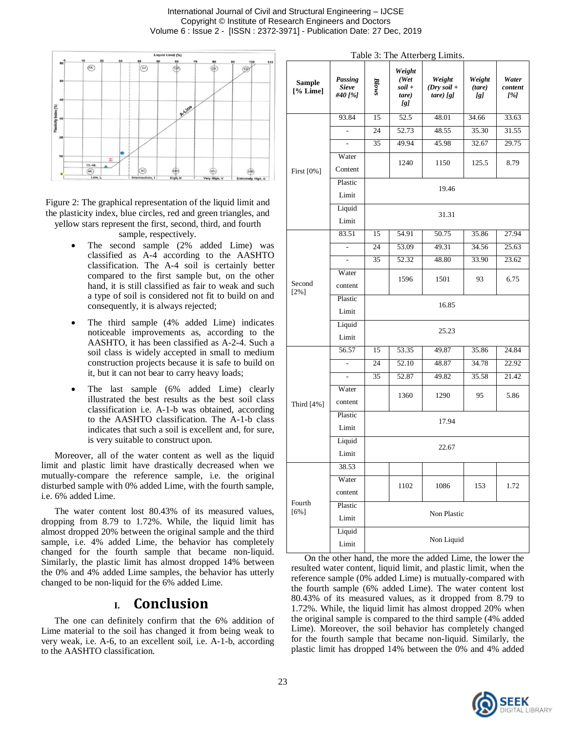Figure 2: The graphical representation of the liquid limit and the plasticity index, blue circles, red and green triangles, and yellow stars represent the first, second, third, and fourth sample, respectively.

- The second sample (2% added Lime) was classified as A-4 according to the AASHTO classification. The A-4 soil is certainly better compared to the first sample but, on the other hand, it is still classified as fair to weak and such a type of soil is considered not fit to build on and consequently, it is always rejected;
- The third sample (4% added Lime) indicates noticeable improvements as, according to the AASHTO, it has been classified as A-2-4. Such a soil class is widely accepted in small to medium construction projects because it is safe to build on it, but it can not bear to carry heavy loads;
- The last sample (6% added Lime) clearly illustrated the best results as the best soil class classification i.e. A-1-b was obtained, according to the AASHTO classification. The A-1-b class indicates that such a soil is excellent and, for sure, is very suitable to construct upon.

Moreover, all of the water content as well as the liquid limit and plastic limit have drastically decreased when we mutually-compare the reference sample, i.e. the original disturbed sample with 0% added Lime, with the fourth sample, i.e. 6% added Lime.

The water content lost 80.43% of its measured values, dropping from 8.79 to 1.72%. While, the liquid limit has almost dropped 20% between the original sample and the third sample, i.e. 4% added Lime, the behavior has completely changed for the fourth sample that became non-liquid. Similarly, the plastic limit has almost dropped 14% between the 0% and 4% added Lime samples, the behavior has utterly changed to be non-liquid for the 6% added Lime.

# I. Conclusion

The one can definitely confirm that the 6% addition of Lime material to the soil has changed it from being weak to very weak, i.e. A-6, to an excellent soil, i.e. A-1-b, according to the AASHTO classification.

Table 3: The Atterberg Limits.

| Sample [% Lime] | *Passing Sieve #40 [%]* | *Blows* | *Weight (Wet soil + tare) [g]* | *Weight (Dry soil + tare) [g]* | *Weight (tare) [g]* | *Water content [%]* |
|---|---|---|---|---|---|---|
| First [0%] | 93.84 | 15 | 52.5 | 48.01 | 34.66 | 33.63 |
| | - | 24 | 52.73 | 48.55 | 35.30 | 31.55 |
| | - | 35 | 49.94 | 45.98 | 32.67 | 29.75 |
| | Water Content | | 1240 | 1150 | 125.5 | 8.79 |
| | Plastic Limit | 19.46 | | | | |
| | Liquid Limit | 31.31 | | | | |
| Second [2%] | 83.51 | 15 | 54.91 | 50.75 | 35.86 | 27.94 |
| | - | 24 | 53.09 | 49.31 | 34.56 | 25.63 |
| | - | 35 | 52.32 | 48.80 | 33.90 | 23.62 |
| | Water content | | 1596 | 1501 | 93 | 6.75 |
| | Plastic Limit | 16.85 | | | | |
| | Liquid Limit | 25.23 | | | | |
| Third [4%] | 56.57 | 15 | 53.35 | 49.87 | 35.86 | 24.84 |
| | - | 24 | 52.10 | 48.87 | 34.78 | 22.92 |
| | - | 35 | 52.87 | 49.82 | 35.58 | 21.42 |
| | Water content | | 1360 | 1290 | 95 | 5.86 |
| | Plastic Limit | 17.94 | | | | |
| | Liquid Limit | 22.67 | | | | |
| Fourth [6%] | 38.53 | | | | | |
| | Water content | | 1102 | 1086 | 153 | 1.72 |
| | Plastic Limit | Non Plastic | | | | |
| | Liquid Limit | Non Liquid | | | | |

On the other hand, the more the added Lime, the lower the resulted water content, liquid limit, and plastic limit, when the reference sample (0% added Lime) is mutually-compared with the fourth sample (6% added Lime). The water content lost 80.43% of its measured values, as it dropped from 8.79 to 1.72%. While, the liquid limit has almost dropped 20% when the original sample is compared to the third sample (4% added Lime). Moreover, the soil behavior has completely changed for the fourth sample that became non-liquid. Similarly, the plastic limit has dropped 14% between the 0% and 4% added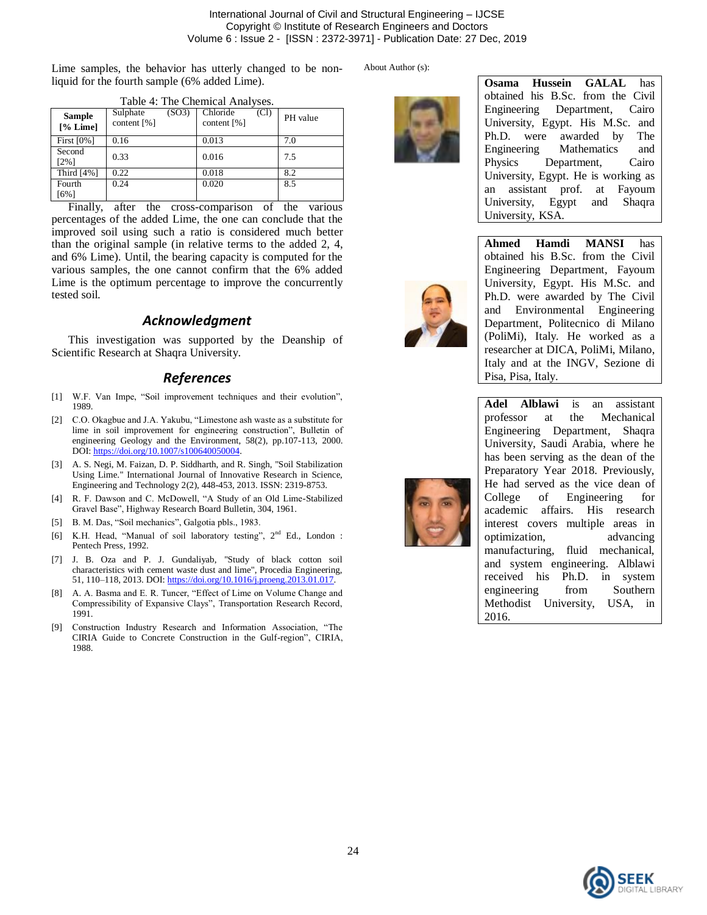Lime samples, the behavior has utterly changed to be non-liquid for the fourth sample (6% added Lime).

Table 4: The Chemical Analyses.

| Sample [% Lime] | Sulphate (SO3) content [%] | Chloride (Cl) content [%] | PH value |
|---|---|---|---|
| First [0%] | 0.16 | 0.013 | 7.0 |
| Second [2%] | 0.33 | 0.016 | 7.5 |
| Third [4%] | 0.22 | 0.018 | 8.2 |
| Fourth [6%] | 0.24 | 0.020 | 8.5 |

Finally, after the cross-comparison of the various percentages of the added Lime, the one can conclude that the improved soil using such a ratio is considered much better than the original sample (in relative terms to the added 2, 4, and 6% Lime). Until, the bearing capacity is computed for the various samples, the one cannot confirm that the 6% added Lime is the optimum percentage to improve the concurrently tested soil.

## Acknowledgment

This investigation was supported by the Deanship of Scientific Research at Shaqra University.

## References

[1] W.F. Van Impe, "Soil improvement techniques and their evolution", 1989.

[2] C.O. Okagbue and J.A. Yakubu, "Limestone ash waste as a substitute for lime in soil improvement for engineering construction", Bulletin of engineering Geology and the Environment, 58(2), pp.107-113, 2000. DOI: https://doi.org/10.1007/s100640050004.

[3] A. S. Negi, M. Faizan, D. P. Siddharth, and R. Singh, "Soil Stabilization Using Lime." International Journal of Innovative Research in Science, Engineering and Technology 2(2), 448-453, 2013. ISSN: 2319-8753.

[4] R. F. Dawson and C. McDowell, "A Study of an Old Lime-Stabilized Gravel Base", Highway Research Board Bulletin, 304, 1961.

[5] B. M. Das, "Soil mechanics", Galgotia pbls., 1983.

[6] K.H. Head, "Manual of soil laboratory testing", 2nd Ed., London : Pentech Press, 1992.

[7] J. B. Oza and P. J. Gundaliyab, "Study of black cotton soil characteristics with cement waste dust and lime", Procedia Engineering, 51, 110–118, 2013. DOI: https://doi.org/10.1016/j.proeng.2013.01.017.

[8] A. A. Basma and E. R. Tuncer, "Effect of Lime on Volume Change and Compressibility of Expansive Clays", Transportation Research Record, 1991.

[9] Construction Industry Research and Information Association, "The CIRIA Guide to Concrete Construction in the Gulf-region", CIRIA, 1988.

About Author (s):

**Osama Hussein GALAL** has obtained his B.Sc. from the Civil Engineering Department, Cairo University, Egypt. His M.Sc. and Ph.D. were awarded by The Engineering Mathematics and Physics Department, Cairo University, Egypt. He is working as an assistant prof. at Fayoum University, Egypt and Shaqra University, KSA.

**Ahmed Hamdi MANSI** has obtained his B.Sc. from the Civil Engineering Department, Fayoum University, Egypt. His M.Sc. and Ph.D. were awarded by The Civil and Environmental Engineering Department, Politecnico di Milano (PoliMi), Italy. He worked as a researcher at DICA, PoliMi, Milano, Italy and at the INGV, Sezione di Pisa, Pisa, Italy.

**Adel Alblawi** is an assistant professor at the Mechanical Engineering Department, Shaqra University, Saudi Arabia, where he has been serving as the dean of the Preparatory Year 2018. Previously, He had served as the vice dean of College of Engineering for academic affairs. His research interest covers multiple areas in optimization, advancing manufacturing, fluid mechanical, and system engineering. Alblawi received his Ph.D. in system engineering from Southern Methodist University, USA, in 2016.